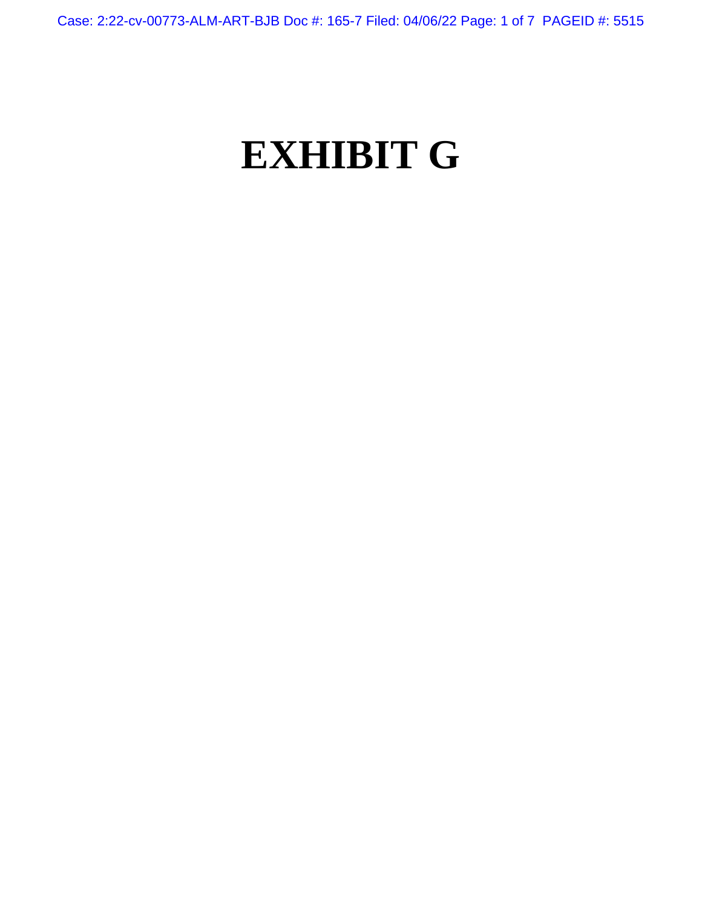# EXHIBIT G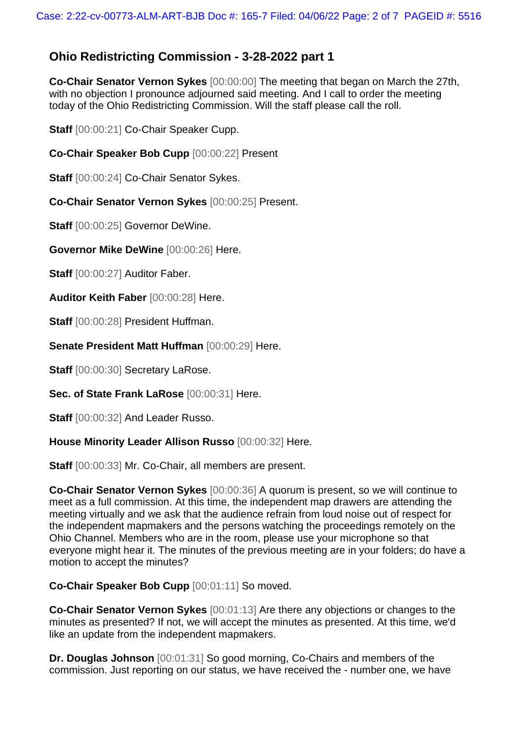## Ohio Redistricting Commission - 3-28-2022 part 1

**Co-Chair Senator Vernon Sykes** [00:00:00] The meeting that began on March the 27th, with no objection I pronounce adjourned said meeting. And I call to order the meeting today of the Ohio Redistricting Commission. Will the staff please call the roll.

**Staff** [00:00:21] Co-Chair Speaker Cupp.

**Co-Chair Speaker Bob Cupp** [00:00:22] Present

**Staff** [00:00:24] Co-Chair Senator Sykes.

**Co-Chair Senator Vernon Sykes** [00:00:25] Present.

**Staff** [00:00:25] Governor DeWine.

**Governor Mike DeWine** [00:00:26] Here.

**Staff** [00:00:27] Auditor Faber.

**Auditor Keith Faber** [00:00:28] Here.

**Staff** [00:00:28] President Huffman.

**Senate President Matt Huffman** [00:00:29] Here.

**Staff** [00:00:30] Secretary LaRose.

**Sec. of State Frank LaRose** [00:00:31] Here.

**Staff** [00:00:32] And Leader Russo.

**House Minority Leader Allison Russo** [00:00:32] Here.

**Staff** [00:00:33] Mr. Co-Chair, all members are present.

**Co-Chair Senator Vernon Sykes** [00:00:36] A quorum is present, so we will continue to meet as a full commission. At this time, the independent map drawers are attending the meeting virtually and we ask that the audience refrain from loud noise out of respect for the independent mapmakers and the persons watching the proceedings remotely on the Ohio Channel. Members who are in the room, please use your microphone so that everyone might hear it. The minutes of the previous meeting are in your folders; do have a motion to accept the minutes?

**Co-Chair Speaker Bob Cupp** [00:01:11] So moved.

**Co-Chair Senator Vernon Sykes** [00:01:13] Are there any objections or changes to the minutes as presented? If not, we will accept the minutes as presented. At this time, we'd like an update from the independent mapmakers.

**Dr. Douglas Johnson** [00:01:31] So good morning, Co-Chairs and members of the commission. Just reporting on our status, we have received the - number one, we have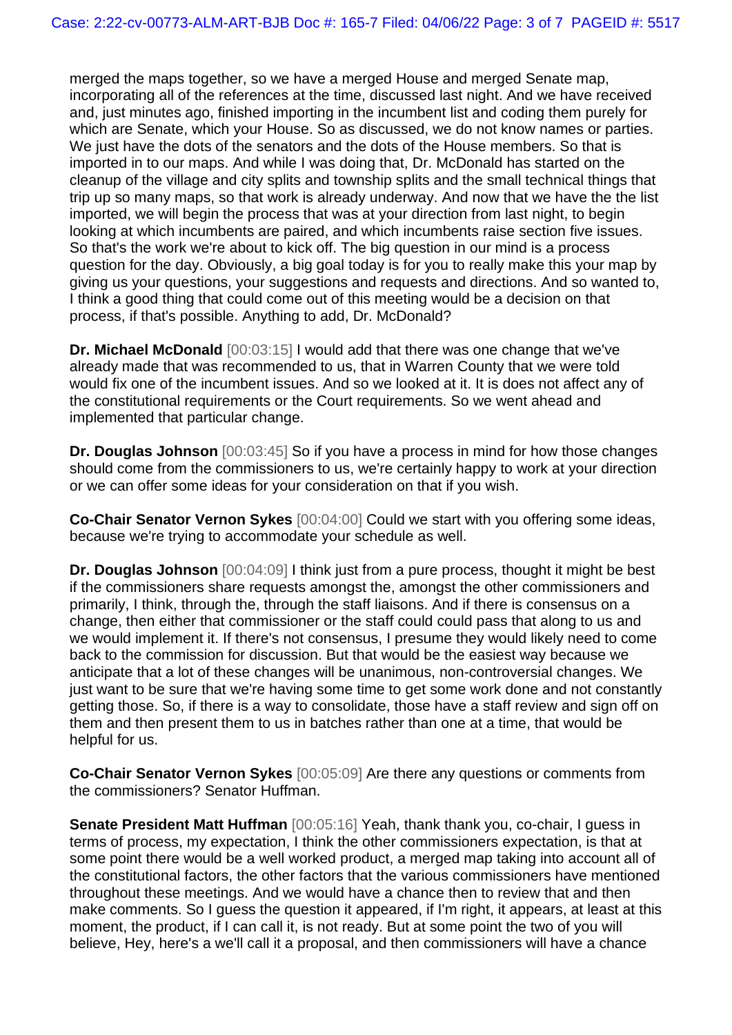merged the maps together, so we have a merged House and merged Senate map, incorporating all of the references at the time, discussed last night. And we have received and, just minutes ago, finished importing in the incumbent list and coding them purely for which are Senate, which your House. So as discussed, we do not know names or parties. We just have the dots of the senators and the dots of the House members. So that is imported in to our maps. And while I was doing that, Dr. McDonald has started on the cleanup of the village and city splits and township splits and the small technical things that trip up so many maps, so that work is already underway. And now that we have the the list imported, we will begin the process that was at your direction from last night, to begin looking at which incumbents are paired, and which incumbents raise section five issues. So that's the work we're about to kick off. The big question in our mind is a process question for the day. Obviously, a big goal today is for you to really make this your map by giving us your questions, your suggestions and requests and directions. And so wanted to, I think a good thing that could come out of this meeting would be a decision on that process, if that's possible. Anything to add, Dr. McDonald?

**Dr. Michael McDonald** [00:03:15] I would add that there was one change that we've already made that was recommended to us, that in Warren County that we were told would fix one of the incumbent issues. And so we looked at it. It is does not affect any of the constitutional requirements or the Court requirements. So we went ahead and implemented that particular change.

**Dr. Douglas Johnson** [00:03:45] So if you have a process in mind for how those changes should come from the commissioners to us, we're certainly happy to work at your direction or we can offer some ideas for your consideration on that if you wish.

**Co-Chair Senator Vernon Sykes** [00:04:00] Could we start with you offering some ideas, because we're trying to accommodate your schedule as well.

**Dr. Douglas Johnson** [00:04:09] I think just from a pure process, thought it might be best if the commissioners share requests amongst the, amongst the other commissioners and primarily, I think, through the, through the staff liaisons. And if there is consensus on a change, then either that commissioner or the staff could could pass that along to us and we would implement it. If there's not consensus, I presume they would likely need to come back to the commission for discussion. But that would be the easiest way because we anticipate that a lot of these changes will be unanimous, non-controversial changes. We just want to be sure that we're having some time to get some work done and not constantly getting those. So, if there is a way to consolidate, those have a staff review and sign off on them and then present them to us in batches rather than one at a time, that would be helpful for us.

**Co-Chair Senator Vernon Sykes** [00:05:09] Are there any questions or comments from the commissioners? Senator Huffman.

**Senate President Matt Huffman** [00:05:16] Yeah, thank thank you, co-chair, I guess in terms of process, my expectation, I think the other commissioners expectation, is that at some point there would be a well worked product, a merged map taking into account all of the constitutional factors, the other factors that the various commissioners have mentioned throughout these meetings. And we would have a chance then to review that and then make comments. So I guess the question it appeared, if I'm right, it appears, at least at this moment, the product, if I can call it, is not ready. But at some point the two of you will believe, Hey, here's a we'll call it a proposal, and then commissioners will have a chance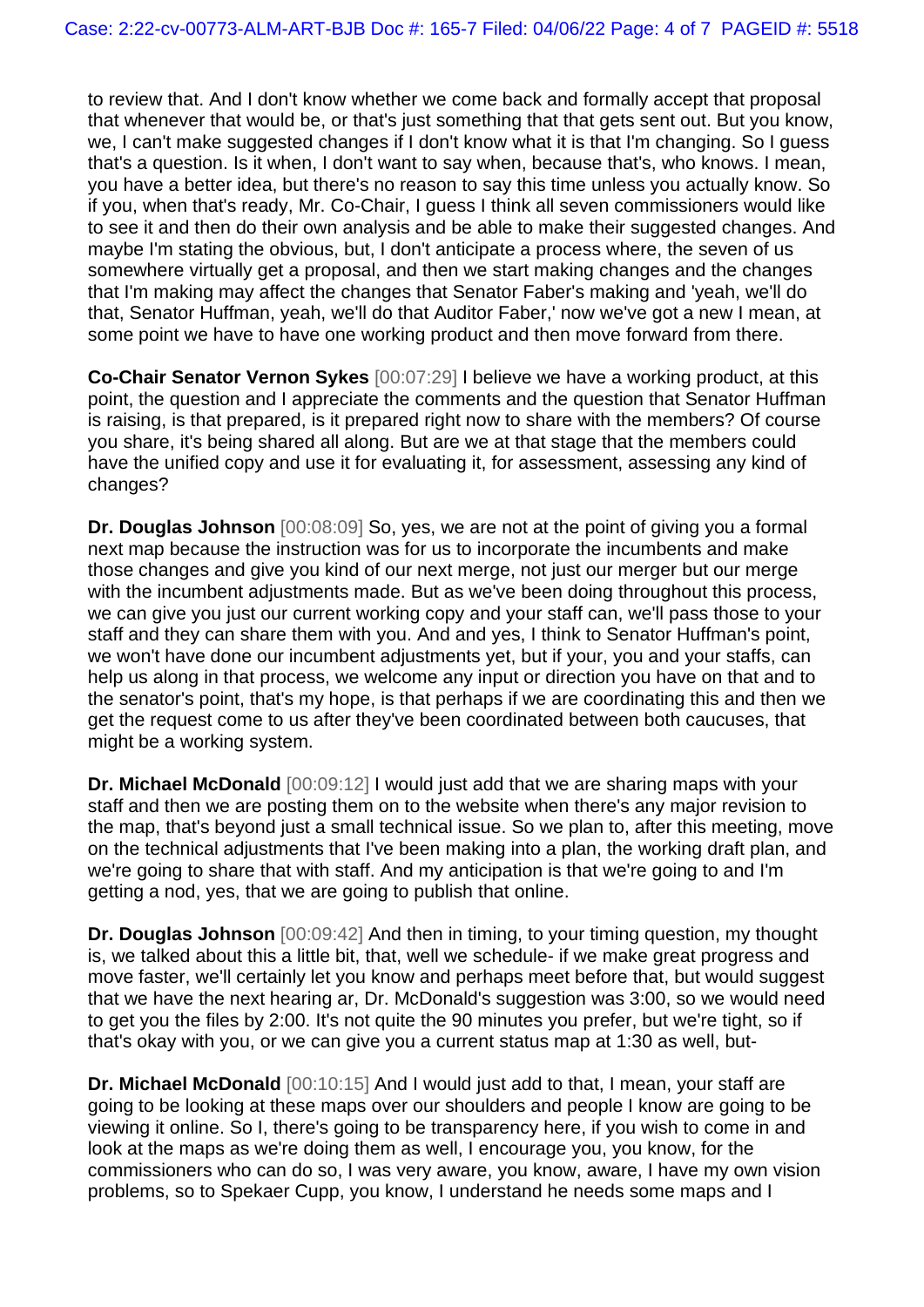to review that. And I don't know whether we come back and formally accept that proposal that whenever that would be, or that's just something that that gets sent out. But you know, we, I can't make suggested changes if I don't know what it is that I'm changing. So I guess that's a question. Is it when, I don't want to say when, because that's, who knows. I mean, you have a better idea, but there's no reason to say this time unless you actually know. So if you, when that's ready, Mr. Co-Chair, I guess I think all seven commissioners would like to see it and then do their own analysis and be able to make their suggested changes. And maybe I'm stating the obvious, but, I don't anticipate a process where, the seven of us somewhere virtually get a proposal, and then we start making changes and the changes that I'm making may affect the changes that Senator Faber's making and 'yeah, we'll do that, Senator Huffman, yeah, we'll do that Auditor Faber,' now we've got a new I mean, at some point we have to have one working product and then move forward from there.

**Co-Chair Senator Vernon Sykes** [00:07:29] I believe we have a working product, at this point, the question and I appreciate the comments and the question that Senator Huffman is raising, is that prepared, is it prepared right now to share with the members? Of course you share, it's being shared all along. But are we at that stage that the members could have the unified copy and use it for evaluating it, for assessment, assessing any kind of changes?

**Dr. Douglas Johnson** [00:08:09] So, yes, we are not at the point of giving you a formal next map because the instruction was for us to incorporate the incumbents and make those changes and give you kind of our next merge, not just our merger but our merge with the incumbent adjustments made. But as we've been doing throughout this process, we can give you just our current working copy and your staff can, we'll pass those to your staff and they can share them with you. And and yes, I think to Senator Huffman's point, we won't have done our incumbent adjustments yet, but if your, you and your staffs, can help us along in that process, we welcome any input or direction you have on that and to the senator's point, that's my hope, is that perhaps if we are coordinating this and then we get the request come to us after they've been coordinated between both caucuses, that might be a working system.

**Dr. Michael McDonald** [00:09:12] I would just add that we are sharing maps with your staff and then we are posting them on to the website when there's any major revision to the map, that's beyond just a small technical issue. So we plan to, after this meeting, move on the technical adjustments that I've been making into a plan, the working draft plan, and we're going to share that with staff. And my anticipation is that we're going to and I'm getting a nod, yes, that we are going to publish that online.

**Dr. Douglas Johnson** [00:09:42] And then in timing, to your timing question, my thought is, we talked about this a little bit, that, well we schedule- if we make great progress and move faster, we'll certainly let you know and perhaps meet before that, but would suggest that we have the next hearing ar, Dr. McDonald's suggestion was 3:00, so we would need to get you the files by 2:00. It's not quite the 90 minutes you prefer, but we're tight, so if that's okay with you, or we can give you a current status map at 1:30 as well, but-

**Dr. Michael McDonald** [00:10:15] And I would just add to that, I mean, your staff are going to be looking at these maps over our shoulders and people I know are going to be viewing it online. So I, there's going to be transparency here, if you wish to come in and look at the maps as we're doing them as well, I encourage you, you know, for the commissioners who can do so, I was very aware, you know, aware, I have my own vision problems, so to Spekaer Cupp, you know, I understand he needs some maps and I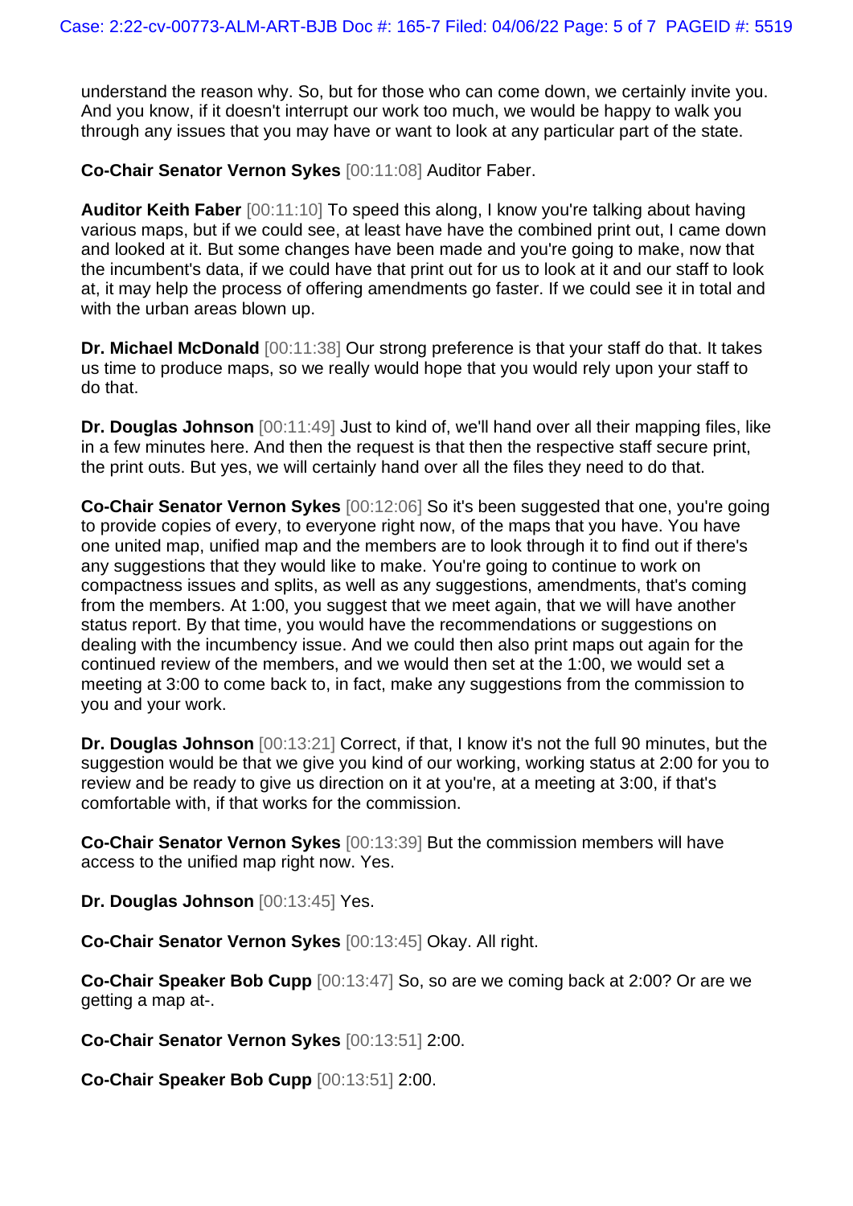understand the reason why. So, but for those who can come down, we certainly invite you. And you know, if it doesn't interrupt our work too much, we would be happy to walk you through any issues that you may have or want to look at any particular part of the state.

**Co-Chair Senator Vernon Sykes** [00:11:08] Auditor Faber.

**Auditor Keith Faber** [00:11:10] To speed this along, I know you're talking about having various maps, but if we could see, at least have have the combined print out, I came down and looked at it. But some changes have been made and you're going to make, now that the incumbent's data, if we could have that print out for us to look at it and our staff to look at, it may help the process of offering amendments go faster. If we could see it in total and with the urban areas blown up.

**Dr. Michael McDonald** [00:11:38] Our strong preference is that your staff do that. It takes us time to produce maps, so we really would hope that you would rely upon your staff to do that.

**Dr. Douglas Johnson** [00:11:49] Just to kind of, we'll hand over all their mapping files, like in a few minutes here. And then the request is that then the respective staff secure print, the print outs. But yes, we will certainly hand over all the files they need to do that.

**Co-Chair Senator Vernon Sykes** [00:12:06] So it's been suggested that one, you're going to provide copies of every, to everyone right now, of the maps that you have. You have one united map, unified map and the members are to look through it to find out if there's any suggestions that they would like to make. You're going to continue to work on compactness issues and splits, as well as any suggestions, amendments, that's coming from the members. At 1:00, you suggest that we meet again, that we will have another status report. By that time, you would have the recommendations or suggestions on dealing with the incumbency issue. And we could then also print maps out again for the continued review of the members, and we would then set at the 1:00, we would set a meeting at 3:00 to come back to, in fact, make any suggestions from the commission to you and your work.

**Dr. Douglas Johnson** [00:13:21] Correct, if that, I know it's not the full 90 minutes, but the suggestion would be that we give you kind of our working, working status at 2:00 for you to review and be ready to give us direction on it at you're, at a meeting at 3:00, if that's comfortable with, if that works for the commission.

**Co-Chair Senator Vernon Sykes** [00:13:39] But the commission members will have access to the unified map right now. Yes.

**Dr. Douglas Johnson** [00:13:45] Yes.

**Co-Chair Senator Vernon Sykes** [00:13:45] Okay. All right.

**Co-Chair Speaker Bob Cupp** [00:13:47] So, so are we coming back at 2:00? Or are we getting a map at-.

**Co-Chair Senator Vernon Sykes** [00:13:51] 2:00.

**Co-Chair Speaker Bob Cupp** [00:13:51] 2:00.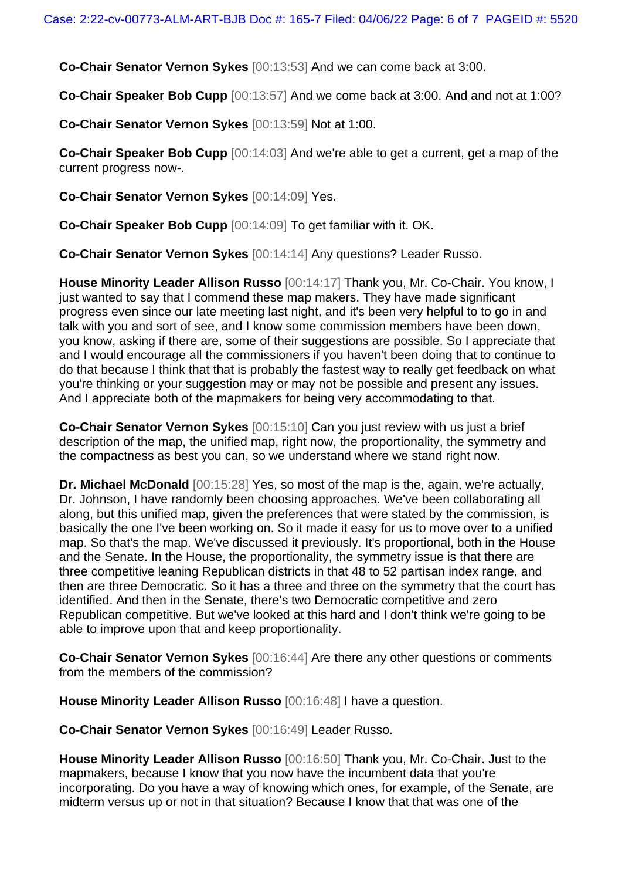**Co-Chair Senator Vernon Sykes** [00:13:53] And we can come back at 3:00.

**Co-Chair Speaker Bob Cupp** [00:13:57] And we come back at 3:00. And and not at 1:00?

**Co-Chair Senator Vernon Sykes** [00:13:59] Not at 1:00.

**Co-Chair Speaker Bob Cupp** [00:14:03] And we're able to get a current, get a map of the current progress now-.

**Co-Chair Senator Vernon Sykes** [00:14:09] Yes.

**Co-Chair Speaker Bob Cupp** [00:14:09] To get familiar with it. OK.

**Co-Chair Senator Vernon Sykes** [00:14:14] Any questions? Leader Russo.

**House Minority Leader Allison Russo** [00:14:17] Thank you, Mr. Co-Chair. You know, I just wanted to say that I commend these map makers. They have made significant progress even since our late meeting last night, and it's been very helpful to to go in and talk with you and sort of see, and I know some commission members have been down, you know, asking if there are, some of their suggestions are possible. So I appreciate that and I would encourage all the commissioners if you haven't been doing that to continue to do that because I think that that is probably the fastest way to really get feedback on what you're thinking or your suggestion may or may not be possible and present any issues. And I appreciate both of the mapmakers for being very accommodating to that.

**Co-Chair Senator Vernon Sykes** [00:15:10] Can you just review with us just a brief description of the map, the unified map, right now, the proportionality, the symmetry and the compactness as best you can, so we understand where we stand right now.

**Dr. Michael McDonald** [00:15:28] Yes, so most of the map is the, again, we're actually, Dr. Johnson, I have randomly been choosing approaches. We've been collaborating all along, but this unified map, given the preferences that were stated by the commission, is basically the one I've been working on. So it made it easy for us to move over to a unified map. So that's the map. We've discussed it previously. It's proportional, both in the House and the Senate. In the House, the proportionality, the symmetry issue is that there are three competitive leaning Republican districts in that 48 to 52 partisan index range, and then are three Democratic. So it has a three and three on the symmetry that the court has identified. And then in the Senate, there's two Democratic competitive and zero Republican competitive. But we've looked at this hard and I don't think we're going to be able to improve upon that and keep proportionality.

**Co-Chair Senator Vernon Sykes** [00:16:44] Are there any other questions or comments from the members of the commission?

**House Minority Leader Allison Russo** [00:16:48] I have a question.

**Co-Chair Senator Vernon Sykes** [00:16:49] Leader Russo.

**House Minority Leader Allison Russo** [00:16:50] Thank you, Mr. Co-Chair. Just to the mapmakers, because I know that you now have the incumbent data that you're incorporating. Do you have a way of knowing which ones, for example, of the Senate, are midterm versus up or not in that situation? Because I know that that was one of the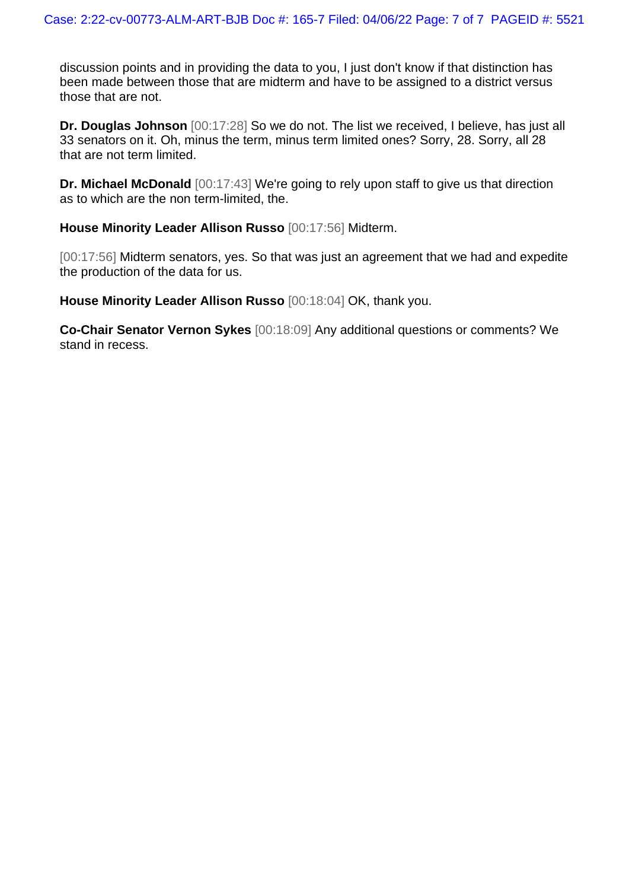discussion points and in providing the data to you, I just don't know if that distinction has been made between those that are midterm and have to be assigned to a district versus those that are not.

**Dr. Douglas Johnson** [00:17:28] So we do not. The list we received, I believe, has just all 33 senators on it. Oh, minus the term, minus term limited ones? Sorry, 28. Sorry, all 28 that are not term limited.

**Dr. Michael McDonald** [00:17:43] We're going to rely upon staff to give us that direction as to which are the non term-limited, the.

**House Minority Leader Allison Russo** [00:17:56] Midterm.

[00:17:56] Midterm senators, yes. So that was just an agreement that we had and expedite the production of the data for us.

**House Minority Leader Allison Russo** [00:18:04] OK, thank you.

**Co-Chair Senator Vernon Sykes** [00:18:09] Any additional questions or comments? We stand in recess.